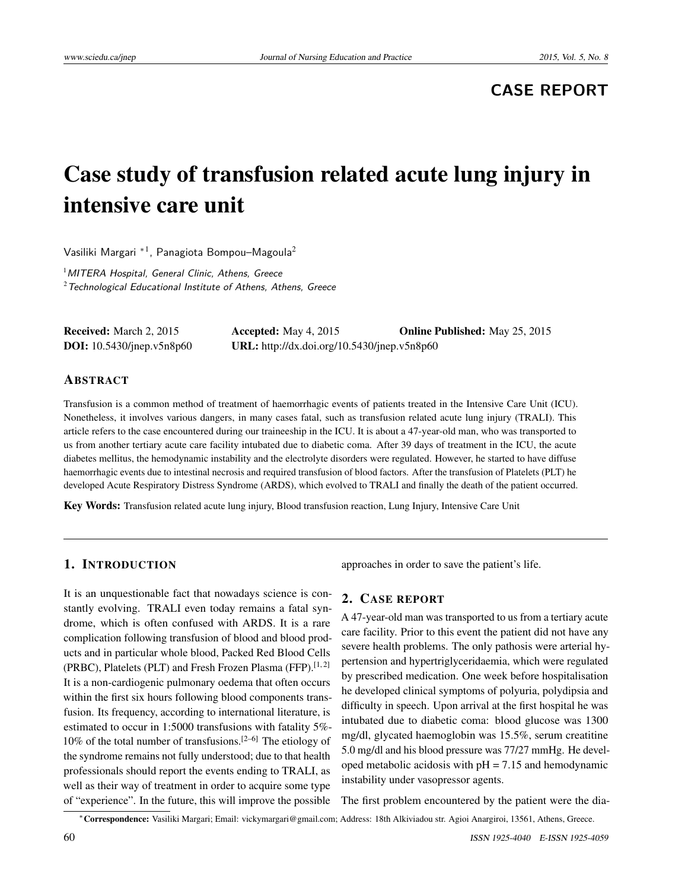**CASE REPORT**

# Case study of transfusion related acute lung injury in intensive care unit

Vasiliki Margari *[1], Panagiota Bompou–Magoula[2]

[1] *MITERA Hospital, General Clinic, Athens, Greece*
[2] *Technological Educational Institute of Athens, Athens, Greece*

**Received:** March 2, 2015 **Accepted:** May 4, 2015 **Online Published:** May 25, 2015
**DOI:** 10.5430/jnep.v5n8p60 **URL:** http://dx.doi.org/10.5430/jnep.v5n8p60

## ABSTRACT

Transfusion is a common method of treatment of haemorrhagic events of patients treated in the Intensive Care Unit (ICU). Nonetheless, it involves various dangers, in many cases fatal, such as transfusion related acute lung injury (TRALI). This article refers to the case encountered during our traineeship in the ICU. It is about a 47-year-old man, who was transported to us from another tertiary acute care facility intubated due to diabetic coma. After 39 days of treatment in the ICU, the acute diabetes mellitus, the hemodynamic instability and the electrolyte disorders were regulated. However, he started to have diffuse haemorrhagic events due to intestinal necrosis and required transfusion of blood factors. After the transfusion of Platelets (PLT) he developed Acute Respiratory Distress Syndrome (ARDS), which evolved to TRALI and finally the death of the patient occurred.

**Key Words:** Transfusion related acute lung injury, Blood transfusion reaction, Lung Injury, Intensive Care Unit

## 1. INTRODUCTION

It is an unquestionable fact that nowadays science is constantly evolving. TRALI even today remains a fatal syndrome, which is often confused with ARDS. It is a rare complication following transfusion of blood and blood products and in particular whole blood, Packed Red Blood Cells (PRBC), Platelets (PLT) and Fresh Frozen Plasma (FFP).[1,2] It is a non-cardiogenic pulmonary oedema that often occurs within the first six hours following blood components transfusion. Its frequency, according to international literature, is estimated to occur in 1:5000 transfusions with fatality 5%-10% of the total number of transfusions.[2–6] The etiology of the syndrome remains not fully understood; due to that health professionals should report the events ending to TRALI, as well as their way of treatment in order to acquire some type of "experience". In the future, this will improve the possible approaches in order to save the patient's life.

## 2. CASE REPORT

A 47-year-old man was transported to us from a tertiary acute care facility. Prior to this event the patient did not have any severe health problems. The only pathosis were arterial hypertension and hypertriglyceridaemia, which were regulated by prescribed medication. One week before hospitalisation he developed clinical symptoms of polyuria, polydipsia and difficulty in speech. Upon arrival at the first hospital he was intubated due to diabetic coma: blood glucose was 1300 mg/dl, glycated haemoglobin was 15.5%, serum creatitine 5.0 mg/dl and his blood pressure was 77/27 mmHg. He developed metabolic acidosis with pH = 7.15 and hemodynamic instability under vasopressor agents.

The first problem encountered by the patient were the dia-

*Correspondence: Vasiliki Margari; Email: vickymargari@gmail.com; Address: 18th Alkiviadou str. Agioi Anargiroi, 13561, Athens, Greece.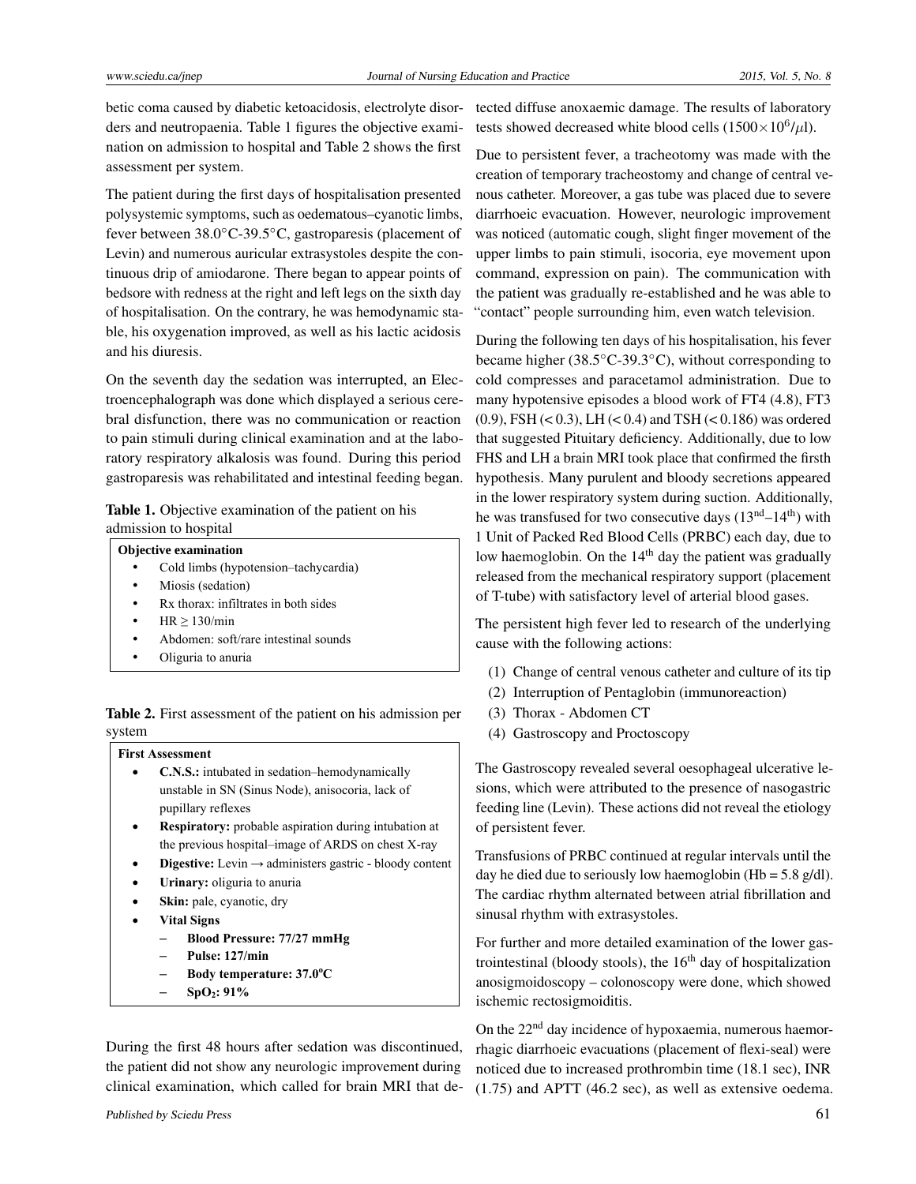betic coma caused by diabetic ketoacidosis, electrolyte disorders and neutropaenia. Table 1 figures the objective examination on admission to hospital and Table 2 shows the first assessment per system.

The patient during the first days of hospitalisation presented polysystemic symptoms, such as oedematous–cyanotic limbs, fever between 38.0°C-39.5°C, gastroparesis (placement of Levin) and numerous auricular extrasystoles despite the continuous drip of amiodarone. There began to appear points of bedsore with redness at the right and left legs on the sixth day of hospitalisation. On the contrary, he was hemodynamic stable, his oxygenation improved, as well as his lactic acidosis and his diuresis.

On the seventh day the sedation was interrupted, an Electroencephalograph was done which displayed a serious cerebral disfunction, there was no communication or reaction to pain stimuli during clinical examination and at the laboratory respiratory alkalosis was found. During this period gastroparesis was rehabilitated and intestinal feeding began.

**Table 1.** Objective examination of the patient on his admission to hospital

| **Objective examination** |
|---|
| • Cold limbs (hypotension–tachycardia) |
| • Miosis (sedation) |
| • Rx thorax: infiltrates in both sides |
| • HR ≥ 130/min |
| • Abdomen: soft/rare intestinal sounds |
| • Oliguria to anuria |

**Table 2.** First assessment of the patient on his admission per system

| **First Assessment** |
|---|
| • **C.N.S.:** intubated in sedation–hemodynamically unstable in SN (Sinus Node), anisocoria, lack of pupillary reflexes |
| • **Respiratory:** probable aspiration during intubation at the previous hospital–image of ARDS on chest X-ray |
| • **Digestive:** Levin → administers gastric - bloody content |
| • **Urinary:** oliguria to anuria |
| • **Skin:** pale, cyanotic, dry |
| • **Vital Signs** |
| – **Blood Pressure: 77/27 mmHg** |
| – **Pulse: 127/min** |
| – **Body temperature: 37.0°C** |
| – **$SpO_2$: 91%** |

During the first 48 hours after sedation was discontinued, the patient did not show any neurologic improvement during clinical examination, which called for brain MRI that detected diffuse anoxaemic damage. The results of laboratory tests showed decreased white blood cells ($1500\times10^6/\mu$l).

Due to persistent fever, a tracheotomy was made with the creation of temporary tracheostomy and change of central venous catheter. Moreover, a gas tube was placed due to severe diarrhoeic evacuation. However, neurologic improvement was noticed (automatic cough, slight finger movement of the upper limbs to pain stimuli, isocoria, eye movement upon command, expression on pain). The communication with the patient was gradually re-established and he was able to "contact" people surrounding him, even watch television.

During the following ten days of his hospitalisation, his fever became higher (38.5°C-39.3°C), without corresponding to cold compresses and paracetamol administration. Due to many hypotensive episodes a blood work of FT4 (4.8), FT3 (0.9), FSH (< 0.3), LH (< 0.4) and TSH (< 0.186) was ordered that suggested Pituitary deficiency. Additionally, due to low FHS and LH a brain MRI took place that confirmed the firsth hypothesis. Many purulent and bloody secretions appeared in the lower respiratory system during suction. Additionally, he was transfused for two consecutive days (13nd–14th) with 1 Unit of Packed Red Blood Cells (PRBC) each day, due to low haemoglobin. On the 14th day the patient was gradually released from the mechanical respiratory support (placement of T-tube) with satisfactory level of arterial blood gases.

The persistent high fever led to research of the underlying cause with the following actions:

(1) Change of central venous catheter and culture of its tip
(2) Interruption of Pentaglobin (immunoreaction)
(3) Thorax - Abdomen CT
(4) Gastroscopy and Proctoscopy

The Gastroscopy revealed several oesophageal ulcerative lesions, which were attributed to the presence of nasogastric feeding line (Levin). These actions did not reveal the etiology of persistent fever.

Transfusions of PRBC continued at regular intervals until the day he died due to seriously low haemoglobin (Hb = 5.8 g/dl). The cardiac rhythm alternated between atrial fibrillation and sinusal rhythm with extrasystoles.

For further and more detailed examination of the lower gastrointestinal (bloody stools), the 16th day of hospitalization anosigmoidoscopy – colonoscopy were done, which showed ischemic rectosigmoiditis.

On the 22nd day incidence of hypoxaemia, numerous haemorrhagic diarrhoeic evacuations (placement of flexi-seal) were noticed due to increased prothrombin time (18.1 sec), INR (1.75) and APTT (46.2 sec), as well as extensive oedema.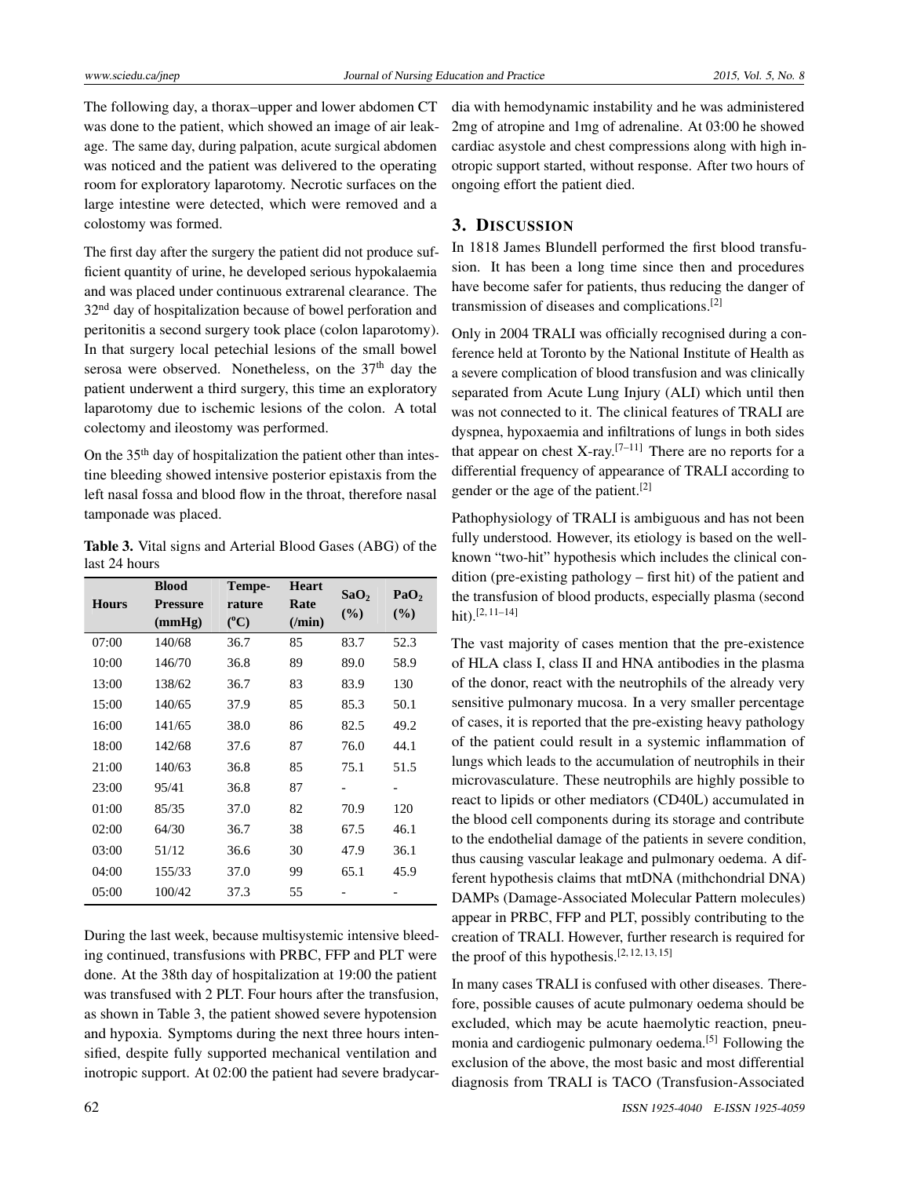The following day, a thorax–upper and lower abdomen CT was done to the patient, which showed an image of air leakage. The same day, during palpation, acute surgical abdomen was noticed and the patient was delivered to the operating room for exploratory laparotomy. Necrotic surfaces on the large intestine were detected, which were removed and a colostomy was formed.

The first day after the surgery the patient did not produce sufficient quantity of urine, he developed serious hypokalaemia and was placed under continuous extrarenal clearance. The 32nd day of hospitalization because of bowel perforation and peritonitis a second surgery took place (colon laparotomy). In that surgery local petechial lesions of the small bowel serosa were observed. Nonetheless, on the 37th day the patient underwent a third surgery, this time an exploratory laparotomy due to ischemic lesions of the colon. A total colectomy and ileostomy was performed.

On the 35th day of hospitalization the patient other than intestine bleeding showed intensive posterior epistaxis from the left nasal fossa and blood flow in the throat, therefore nasal tamponade was placed.

**Table 3.** Vital signs and Arterial Blood Gases (ABG) of the last 24 hours

| Hours | Blood Pressure (mmHg) | Temperature (°C) | Heart Rate (/min) | $SaO_2$ (%) | $PaO_2$ (%) |
|---|---|---|---|---|---|
| 07:00 | 140/68 | 36.7 | 85 | 83.7 | 52.3 |
| 10:00 | 146/70 | 36.8 | 89 | 89.0 | 58.9 |
| 13:00 | 138/62 | 36.7 | 83 | 83.9 | 130 |
| 15:00 | 140/65 | 37.9 | 85 | 85.3 | 50.1 |
| 16:00 | 141/65 | 38.0 | 86 | 82.5 | 49.2 |
| 18:00 | 142/68 | 37.6 | 87 | 76.0 | 44.1 |
| 21:00 | 140/63 | 36.8 | 85 | 75.1 | 51.5 |
| 23:00 | 95/41 | 36.8 | 87 | - | - |
| 01:00 | 85/35 | 37.0 | 82 | 70.9 | 120 |
| 02:00 | 64/30 | 36.7 | 38 | 67.5 | 46.1 |
| 03:00 | 51/12 | 36.6 | 30 | 47.9 | 36.1 |
| 04:00 | 155/33 | 37.0 | 99 | 65.1 | 45.9 |
| 05:00 | 100/42 | 37.3 | 55 | - | - |

During the last week, because multisystemic intensive bleeding continued, transfusions with PRBC, FFP and PLT were done. At the 38th day of hospitalization at 19:00 the patient was transfused with 2 PLT. Four hours after the transfusion, as shown in Table 3, the patient showed severe hypotension and hypoxia. Symptoms during the next three hours intensified, despite fully supported mechanical ventilation and inotropic support. At 02:00 the patient had severe bradycardia with hemodynamic instability and he was administered 2mg of atropine and 1mg of adrenaline. At 03:00 he showed cardiac asystole and chest compressions along with high inotropic support started, without response. After two hours of ongoing effort the patient died.

## 3. Discussion

In 1818 James Blundell performed the first blood transfusion. It has been a long time since then and procedures have become safer for patients, thus reducing the danger of transmission of diseases and complications.[2]

Only in 2004 TRALI was officially recognised during a conference held at Toronto by the National Institute of Health as a severe complication of blood transfusion and was clinically separated from Acute Lung Injury (ALI) which until then was not connected to it. The clinical features of TRALI are dyspnea, hypoxaemia and infiltrations of lungs in both sides that appear on chest X-ray.[7–11] There are no reports for a differential frequency of appearance of TRALI according to gender or the age of the patient.[2]

Pathophysiology of TRALI is ambiguous and has not been fully understood. However, its etiology is based on the well-known "two-hit" hypothesis which includes the clinical condition (pre-existing pathology – first hit) of the patient and the transfusion of blood products, especially plasma (second hit).[2, 11–14]

The vast majority of cases mention that the pre-existence of HLA class I, class II and HNA antibodies in the plasma of the donor, react with the neutrophils of the already very sensitive pulmonary mucosa. In a very smaller percentage of cases, it is reported that the pre-existing heavy pathology of the patient could result in a systemic inflammation of lungs which leads to the accumulation of neutrophils in their microvasculature. These neutrophils are highly possible to react to lipids or other mediators (CD40L) accumulated in the blood cell components during its storage and contribute to the endothelial damage of the patients in severe condition, thus causing vascular leakage and pulmonary oedema. A different hypothesis claims that mtDNA (mithchondrial DNA) DAMPs (Damage-Associated Molecular Pattern molecules) appear in PRBC, FFP and PLT, possibly contributing to the creation of TRALI. However, further research is required for the proof of this hypothesis.[2, 12, 13, 15]

In many cases TRALI is confused with other diseases. Therefore, possible causes of acute pulmonary oedema should be excluded, which may be acute haemolytic reaction, pneumonia and cardiogenic pulmonary oedema.[5] Following the exclusion of the above, the most basic and most differential diagnosis from TRALI is TACO (Transfusion-Associated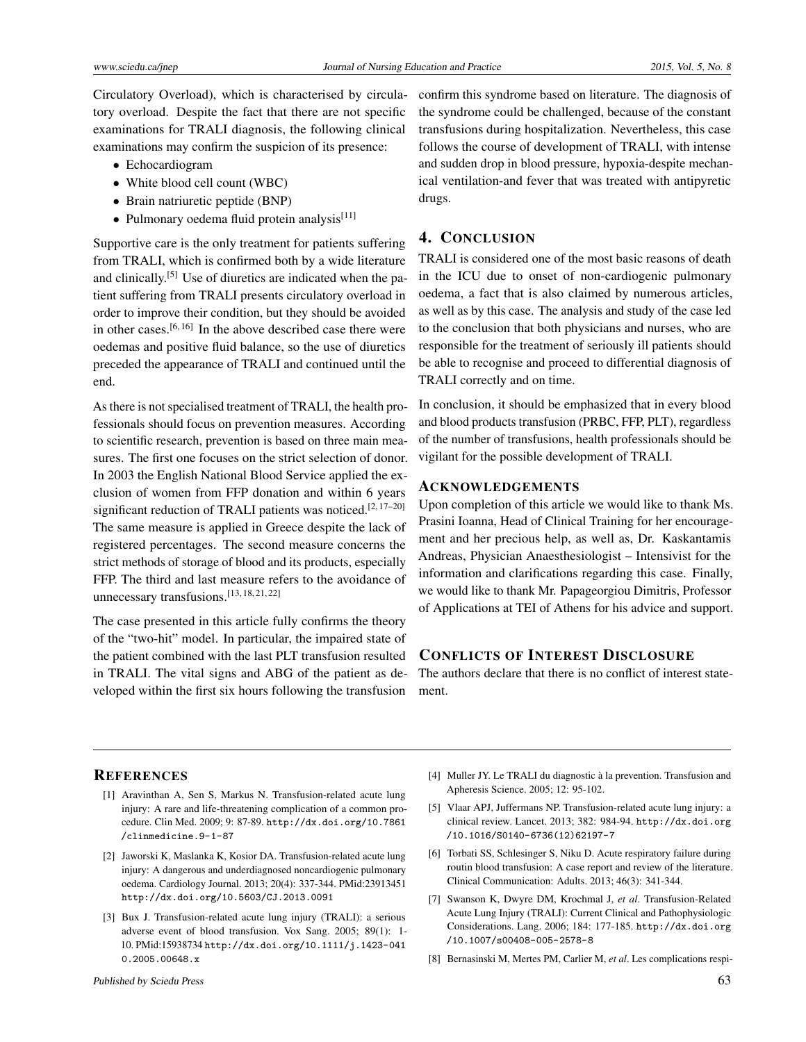Circulatory Overload), which is characterised by circulatory overload. Despite the fact that there are not specific examinations for TRALI diagnosis, the following clinical examinations may confirm the suspicion of its presence:

- Echocardiogram
- White blood cell count (WBC)
- Brain natriuretic peptide (BNP)
- Pulmonary oedema fluid protein analysis[11]

Supportive care is the only treatment for patients suffering from TRALI, which is confirmed both by a wide literature and clinically.[5] Use of diuretics are indicated when the patient suffering from TRALI presents circulatory overload in order to improve their condition, but they should be avoided in other cases.[6, 16] In the above described case there were oedemas and positive fluid balance, so the use of diuretics preceded the appearance of TRALI and continued until the end.

As there is not specialised treatment of TRALI, the health professionals should focus on prevention measures. According to scientific research, prevention is based on three main measures. The first one focuses on the strict selection of donor. In 2003 the English National Blood Service applied the exclusion of women from FFP donation and within 6 years significant reduction of TRALI patients was noticed.[2, 17–20] The same measure is applied in Greece despite the lack of registered percentages. The second measure concerns the strict methods of storage of blood and its products, especially FFP. The third and last measure refers to the avoidance of unnecessary transfusions.[13, 18, 21, 22]

The case presented in this article fully confirms the theory of the "two-hit" model. In particular, the impaired state of the patient combined with the last PLT transfusion resulted in TRALI. The vital signs and ABG of the patient as developed within the first six hours following the transfusion confirm this syndrome based on literature. The diagnosis of the syndrome could be challenged, because of the constant transfusions during hospitalization. Nevertheless, this case follows the course of development of TRALI, with intense and sudden drop in blood pressure, hypoxia-despite mechanical ventilation-and fever that was treated with antipyretic drugs.

## 4. Conclusion

TRALI is considered one of the most basic reasons of death in the ICU due to onset of non-cardiogenic pulmonary oedema, a fact that is also claimed by numerous articles, as well as by this case. The analysis and study of the case led to the conclusion that both physicians and nurses, who are responsible for the treatment of seriously ill patients should be able to recognise and proceed to differential diagnosis of TRALI correctly and on time.

In conclusion, it should be emphasized that in every blood and blood products transfusion (PRBC, FFP, PLT), regardless of the number of transfusions, health professionals should be vigilant for the possible development of TRALI.

## Acknowledgements

Upon completion of this article we would like to thank Ms. Prasini Ioanna, Head of Clinical Training for her encouragement and her precious help, as well as, Dr. Kaskantamis Andreas, Physician Anaesthesiologist – Intensivist for the information and clarifications regarding this case. Finally, we would like to thank Mr. Papageorgiou Dimitris, Professor of Applications at TEI of Athens for his advice and support.

## Conflicts of Interest Disclosure

The authors declare that there is no conflict of interest statement.

## References

[1] Aravinthan A, Sen S, Markus N. Transfusion-related acute lung injury: A rare and life-threatening complication of a common procedure. Clin Med. 2009; 9: 87-89. http://dx.doi.org/10.7861/clinmedicine.9-1-87

[2] Jaworski K, Maslanka K, Kosior DA. Transfusion-related acute lung injury: A dangerous and underdiagnosed noncardiogenic pulmonary oedema. Cardiology Journal. 2013; 20(4): 337-344. PMid:23913451 http://dx.doi.org/10.5603/CJ.2013.0091

[3] Bux J. Transfusion-related acute lung injury (TRALI): a serious adverse event of blood transfusion. Vox Sang. 2005; 89(1): 1-10. PMid:15938734 http://dx.doi.org/10.1111/j.1423-0410.2005.00648.x

[4] Muller JY. Le TRALI du diagnostic à la prevention. Transfusion and Apheresis Science. 2005; 12: 95-102.

[5] Vlaar APJ, Juffermans NP. Transfusion-related acute lung injury: a clinical review. Lancet. 2013; 382: 984-94. http://dx.doi.org/10.1016/S0140-6736(12)62197-7

[6] Torbati SS, Schlesinger S, Niku D. Acute respiratory failure during routin blood transfusion: A case report and review of the literature. Clinical Communication: Adults. 2013; 46(3): 341-344.

[7] Swanson K, Dwyre DM, Krochmal J, *et al*. Transfusion-Related Acute Lung Injury (TRALI): Current Clinical and Pathophysiologic Considerations. Lang. 2006; 184: 177-185. http://dx.doi.org/10.1007/s00408-005-2578-8

[8] Bernasinski M, Mertes PM, Carlier M, *et al*. Les complications respi-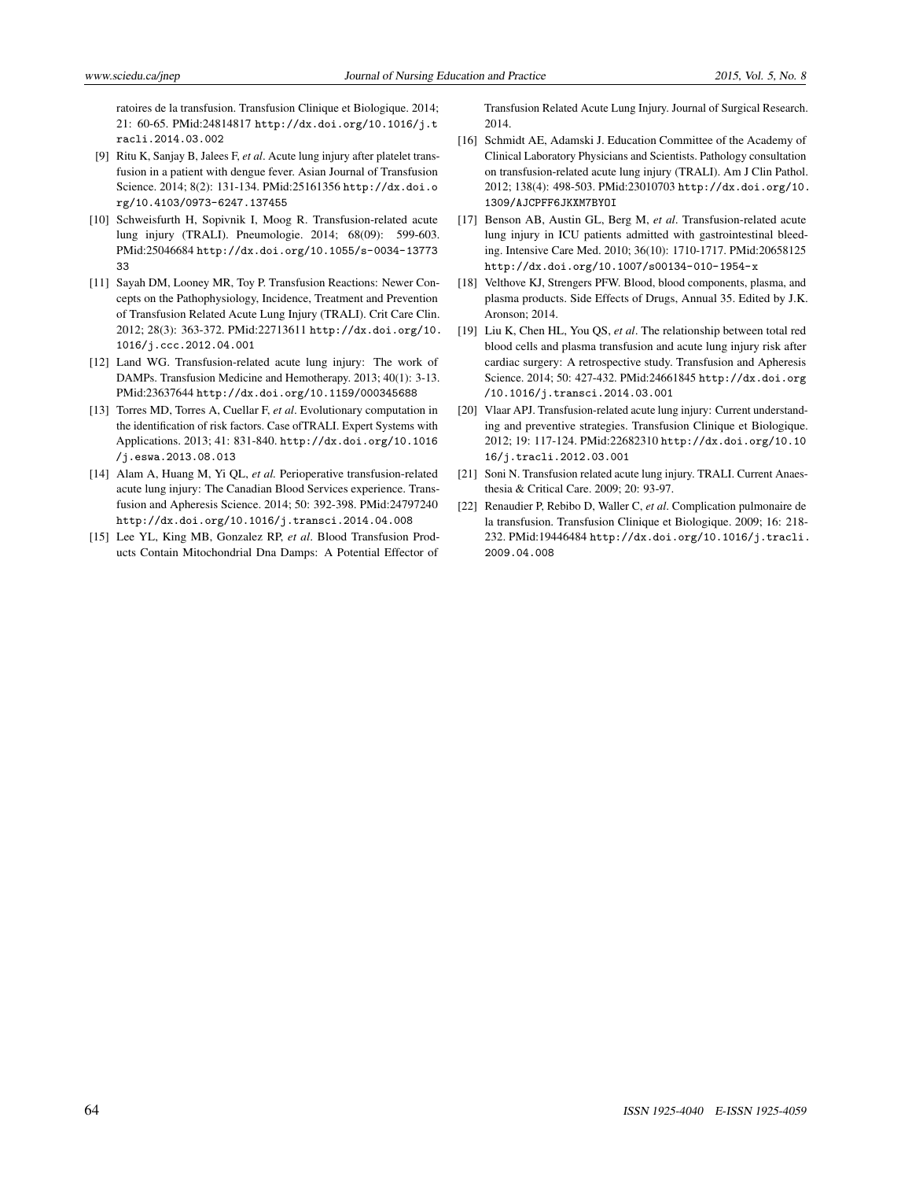ratoires de la transfusion. Transfusion Clinique et Biologique. 2014; 21: 60-65. PMid:24814817 http://dx.doi.org/10.1016/j.tracli.2014.03.002

[9] Ritu K, Sanjay B, Jalees F, *et al*. Acute lung injury after platelet transfusion in a patient with dengue fever. Asian Journal of Transfusion Science. 2014; 8(2): 131-134. PMid:25161356 http://dx.doi.org/10.4103/0973-6247.137455

[10] Schweisfurth H, Sopivnik I, Moog R. Transfusion-related acute lung injury (TRALI). Pneumologie. 2014; 68(09): 599-603. PMid:25046684 http://dx.doi.org/10.1055/s-0034-1377333

[11] Sayah DM, Looney MR, Toy P. Transfusion Reactions: Newer Concepts on the Pathophysiology, Incidence, Treatment and Prevention of Transfusion Related Acute Lung Injury (TRALI). Crit Care Clin. 2012; 28(3): 363-372. PMid:22713611 http://dx.doi.org/10.1016/j.ccc.2012.04.001

[12] Land WG. Transfusion-related acute lung injury: The work of DAMPs. Transfusion Medicine and Hemotherapy. 2013; 40(1): 3-13. PMid:23637644 http://dx.doi.org/10.1159/000345688

[13] Torres MD, Torres A, Cuellar F, *et al*. Evolutionary computation in the identification of risk factors. Case ofTRALI. Expert Systems with Applications. 2013; 41: 831-840. http://dx.doi.org/10.1016/j.eswa.2013.08.013

[14] Alam A, Huang M, Yi QL, *et al.* Perioperative transfusion-related acute lung injury: The Canadian Blood Services experience. Transfusion and Apheresis Science. 2014; 50: 392-398. PMid:24797240 http://dx.doi.org/10.1016/j.transci.2014.04.008

[15] Lee YL, King MB, Gonzalez RP, *et al*. Blood Transfusion Products Contain Mitochondrial Dna Damps: A Potential Effector of Transfusion Related Acute Lung Injury. Journal of Surgical Research. 2014.

[16] Schmidt AE, Adamski J. Education Committee of the Academy of Clinical Laboratory Physicians and Scientists. Pathology consultation on transfusion-related acute lung injury (TRALI). Am J Clin Pathol. 2012; 138(4): 498-503. PMid:23010703 http://dx.doi.org/10.1309/AJCPFF6JKXM7BYOI

[17] Benson AB, Austin GL, Berg M, *et al*. Transfusion-related acute lung injury in ICU patients admitted with gastrointestinal bleeding. Intensive Care Med. 2010; 36(10): 1710-1717. PMid:20658125 http://dx.doi.org/10.1007/s00134-010-1954-x

[18] Velthove KJ, Strengers PFW. Blood, blood components, plasma, and plasma products. Side Effects of Drugs, Annual 35. Edited by J.K. Aronson; 2014.

[19] Liu K, Chen HL, You QS, *et al*. The relationship between total red blood cells and plasma transfusion and acute lung injury risk after cardiac surgery: A retrospective study. Transfusion and Apheresis Science. 2014; 50: 427-432. PMid:24661845 http://dx.doi.org/10.1016/j.transci.2014.03.001

[20] Vlaar APJ. Transfusion-related acute lung injury: Current understanding and preventive strategies. Transfusion Clinique et Biologique. 2012; 19: 117-124. PMid:22682310 http://dx.doi.org/10.1016/j.tracli.2012.03.001

[21] Soni N. Transfusion related acute lung injury. TRALI. Current Anaesthesia & Critical Care. 2009; 20: 93-97.

[22] Renaudier P, Rebibo D, Waller C, *et al*. Complication pulmonaire de la transfusion. Transfusion Clinique et Biologique. 2009; 16: 218-232. PMid:19446484 http://dx.doi.org/10.1016/j.tracli.2009.04.008